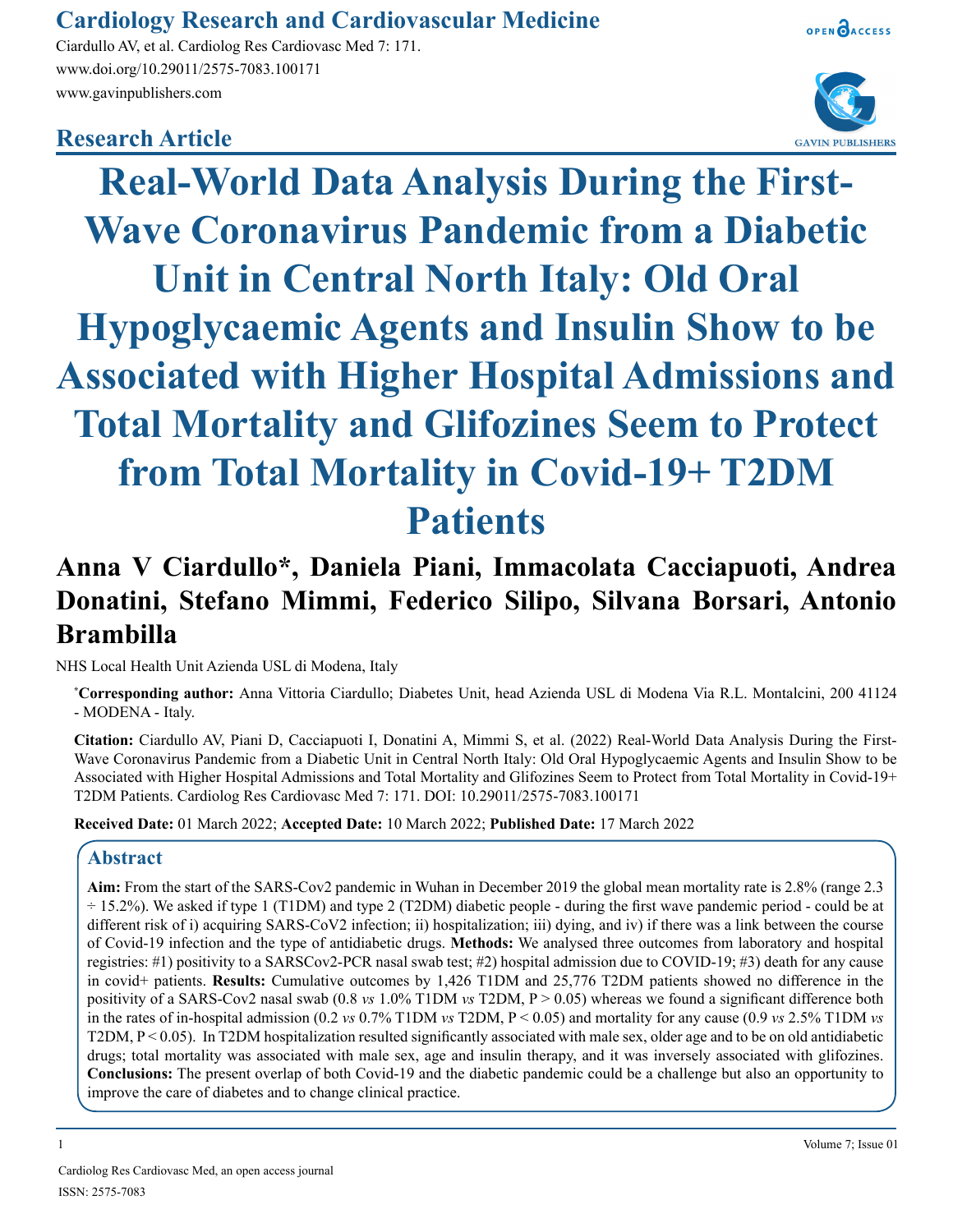## Research Article

# Real-World Data Analysis During the First-Wave Coronavirus Pandemic from a Diabetic Unit in Central North Italy: Old Oral Hypoglycaemic Agents and Insulin Show to be Associated with Higher Hospital Admissions and Total Mortality and Glifozines Seem to Protect from Total Mortality in Covid-19+ T2DM Patients

**Anna V Ciardullo\*, Daniela Piani, Immacolata Cacciapuoti, Andrea Donatini, Stefano Mimmi, Federico Silipo, Silvana Borsari, Antonio Brambilla**

NHS Local Health Unit Azienda USL di Modena, Italy

**\*Corresponding author:** Anna Vittoria Ciardullo; Diabetes Unit, head Azienda USL di Modena Via R.L. Montalcini, 200 41124 - MODENA - Italy.

**Citation:** Ciardullo AV, Piani D, Cacciapuoti I, Donatini A, Mimmi S, et al. (2022) Real-World Data Analysis During the First-Wave Coronavirus Pandemic from a Diabetic Unit in Central North Italy: Old Oral Hypoglycaemic Agents and Insulin Show to be Associated with Higher Hospital Admissions and Total Mortality and Glifozines Seem to Protect from Total Mortality in Covid-19+ T2DM Patients. Cardiolog Res Cardiovasc Med 7: 171. DOI: 10.29011/2575-7083.100171

**Received Date:** 01 March 2022; **Accepted Date:** 10 March 2022; **Published Date:** 17 March 2022

## Abstract

**Aim:** From the start of the SARS-Cov2 pandemic in Wuhan in December 2019 the global mean mortality rate is 2.8% (range 2.3 ÷ 15.2%). We asked if type 1 (T1DM) and type 2 (T2DM) diabetic people - during the first wave pandemic period - could be at different risk of i) acquiring SARS-CoV2 infection; ii) hospitalization; iii) dying, and iv) if there was a link between the course of Covid-19 infection and the type of antidiabetic drugs. **Methods:** We analysed three outcomes from laboratory and hospital registries: #1) positivity to a SARSCov2-PCR nasal swab test; #2) hospital admission due to COVID-19; #3) death for any cause in covid+ patients. **Results:** Cumulative outcomes by 1,426 T1DM and 25,776 T2DM patients showed no difference in the positivity of a SARS-Cov2 nasal swab (0.8 *vs* 1.0% T1DM *vs* T2DM, $P > 0.05$) whereas we found a significant difference both in the rates of in-hospital admission (0.2 *vs* 0.7% T1DM *vs* T2DM, $P < 0.05$) and mortality for any cause (0.9 *vs* 2.5% T1DM *vs* T2DM, $P < 0.05$). In T2DM hospitalization resulted significantly associated with male sex, older age and to be on old antidiabetic drugs; total mortality was associated with male sex, age and insulin therapy, and it was inversely associated with glifozines. **Conclusions:** The present overlap of both Covid-19 and the diabetic pandemic could be a challenge but also an opportunity to improve the care of diabetes and to change clinical practice.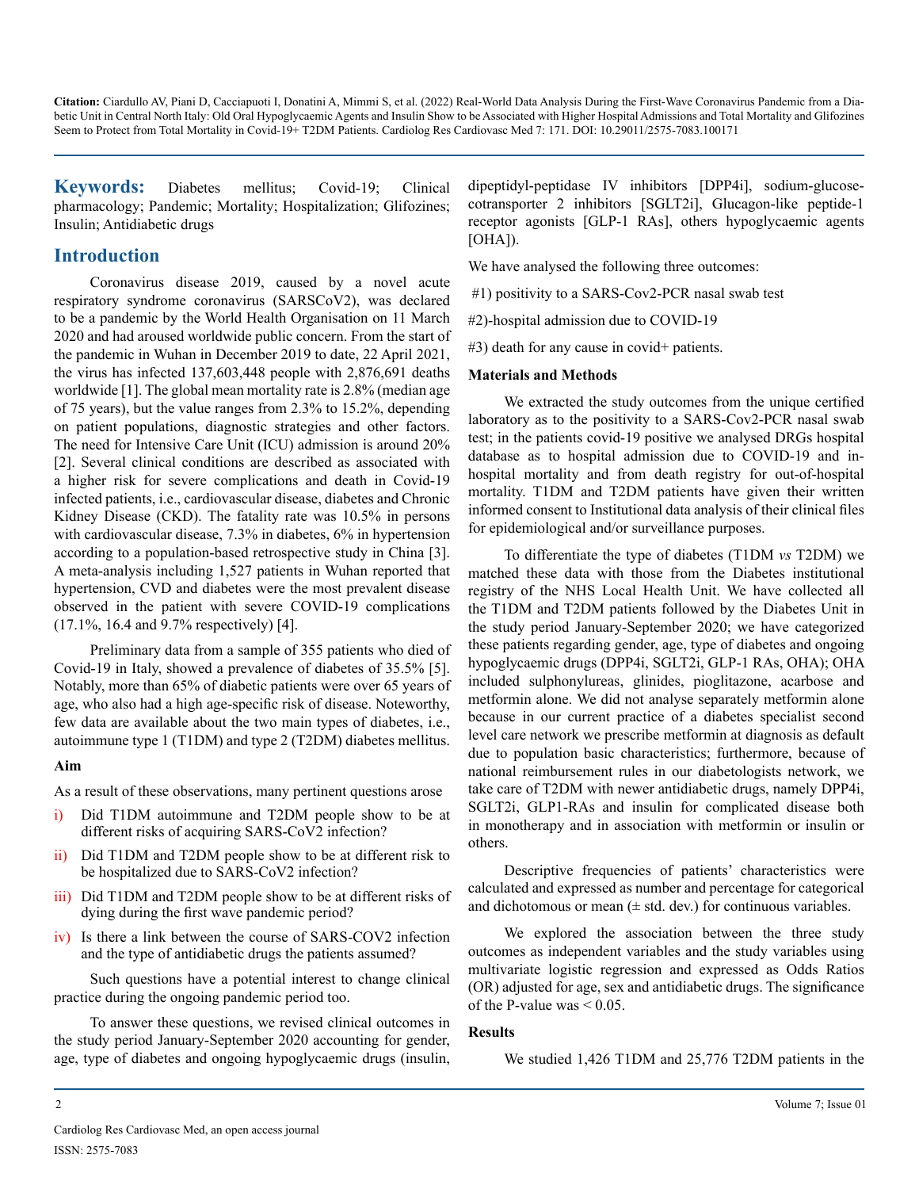**Keywords:** Diabetes mellitus; Covid-19; Clinical pharmacology; Pandemic; Mortality; Hospitalization; Glifozines; Insulin; Antidiabetic drugs

## Introduction

Coronavirus disease 2019, caused by a novel acute respiratory syndrome coronavirus (SARSCoV2), was declared to be a pandemic by the World Health Organisation on 11 March 2020 and had aroused worldwide public concern. From the start of the pandemic in Wuhan in December 2019 to date, 22 April 2021, the virus has infected 137,603,448 people with 2,876,691 deaths worldwide [1]. The global mean mortality rate is 2.8% (median age of 75 years), but the value ranges from 2.3% to 15.2%, depending on patient populations, diagnostic strategies and other factors. The need for Intensive Care Unit (ICU) admission is around 20% [2]. Several clinical conditions are described as associated with a higher risk for severe complications and death in Covid-19 infected patients, i.e., cardiovascular disease, diabetes and Chronic Kidney Disease (CKD). The fatality rate was 10.5% in persons with cardiovascular disease, 7.3% in diabetes, 6% in hypertension according to a population-based retrospective study in China [3]. A meta-analysis including 1,527 patients in Wuhan reported that hypertension, CVD and diabetes were the most prevalent disease observed in the patient with severe COVID-19 complications (17.1%, 16.4 and 9.7% respectively) [4].

Preliminary data from a sample of 355 patients who died of Covid-19 in Italy, showed a prevalence of diabetes of 35.5% [5]. Notably, more than 65% of diabetic patients were over 65 years of age, who also had a high age-specific risk of disease. Noteworthy, few data are available about the two main types of diabetes, i.e., autoimmune type 1 (T1DM) and type 2 (T2DM) diabetes mellitus.

### Aim

As a result of these observations, many pertinent questions arose

i) Did T1DM autoimmune and T2DM people show to be at different risks of acquiring SARS-CoV2 infection?

ii) Did T1DM and T2DM people show to be at different risk to be hospitalized due to SARS-CoV2 infection?

iii) Did T1DM and T2DM people show to be at different risks of dying during the first wave pandemic period?

iv) Is there a link between the course of SARS-COV2 infection and the type of antidiabetic drugs the patients assumed?

Such questions have a potential interest to change clinical practice during the ongoing pandemic period too.

To answer these questions, we revised clinical outcomes in the study period January-September 2020 accounting for gender, age, type of diabetes and ongoing hypoglycaemic drugs (insulin, dipeptidyl-peptidase IV inhibitors [DPP4i], sodium-glucose-cotransporter 2 inhibitors [SGLT2i], Glucagon-like peptide-1 receptor agonists [GLP-1 RAs], others hypoglycaemic agents [OHA]).

We have analysed the following three outcomes:

#1) positivity to a SARS-Cov2-PCR nasal swab test

#2)-hospital admission due to COVID-19

#3) death for any cause in covid+ patients.

### Materials and Methods

We extracted the study outcomes from the unique certified laboratory as to the positivity to a SARS-Cov2-PCR nasal swab test; in the patients covid-19 positive we analysed DRGs hospital database as to hospital admission due to COVID-19 and in-hospital mortality and from death registry for out-of-hospital mortality. T1DM and T2DM patients have given their written informed consent to Institutional data analysis of their clinical files for epidemiological and/or surveillance purposes.

To differentiate the type of diabetes (T1DM *vs* T2DM) we matched these data with those from the Diabetes institutional registry of the NHS Local Health Unit. We have collected all the T1DM and T2DM patients followed by the Diabetes Unit in the study period January-September 2020; we have categorized these patients regarding gender, age, type of diabetes and ongoing hypoglycaemic drugs (DPP4i, SGLT2i, GLP-1 RAs, OHA); OHA included sulphonylureas, glinides, pioglitazone, acarbose and metformin alone. We did not analyse separately metformin alone because in our current practice of a diabetes specialist second level care network we prescribe metformin at diagnosis as default due to population basic characteristics; furthermore, because of national reimbursement rules in our diabetologists network, we take care of T2DM with newer antidiabetic drugs, namely DPP4i, SGLT2i, GLP1-RAs and insulin for complicated disease both in monotherapy and in association with metformin or insulin or others.

Descriptive frequencies of patients' characteristics were calculated and expressed as number and percentage for categorical and dichotomous or mean (± std. dev.) for continuous variables.

We explored the association between the three study outcomes as independent variables and the study variables using multivariate logistic regression and expressed as Odds Ratios (OR) adjusted for age, sex and antidiabetic drugs. The significance of the P-value was < 0.05.

### Results

We studied 1,426 T1DM and 25,776 T2DM patients in the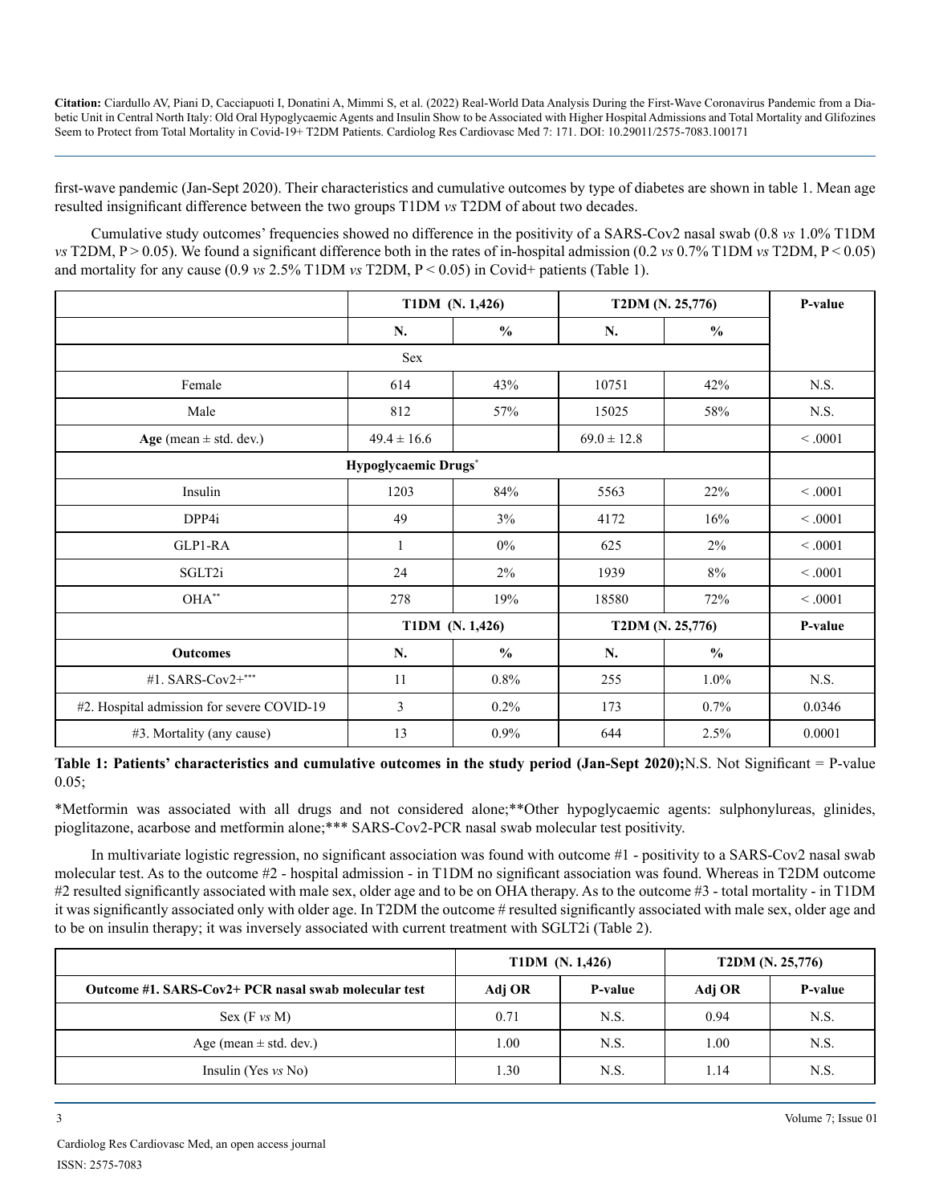first-wave pandemic (Jan-Sept 2020). Their characteristics and cumulative outcomes by type of diabetes are shown in table 1. Mean age resulted insignificant difference between the two groups T1DM *vs* T2DM of about two decades.

Cumulative study outcomes' frequencies showed no difference in the positivity of a SARS-Cov2 nasal swab (0.8 *vs* 1.0% T1DM *vs* T2DM, P > 0.05). We found a significant difference both in the rates of in-hospital admission (0.2 *vs* 0.7% T1DM *vs* T2DM, P < 0.05) and mortality for any cause (0.9 *vs* 2.5% T1DM *vs* T2DM, P < 0.05) in Covid+ patients (Table 1).

| | T1DM (N. 1,426) | | T2DM (N. 25,776) | | P-value |
|---|---|---|---|---|---|
| | N. | % | N. | % | |
| Sex | | | | | |
| Female | 614 | 43% | 10751 | 42% | N.S. |
| Male | 812 | 57% | 15025 | 58% | N.S. |
| **Age** (mean ± std. dev.) | 49.4 ± 16.6 | | 69.0 ± 12.8 | | < .0001 |
| **Hypoglycaemic Drugs**[*] | | | | | |
| Insulin | 1203 | 84% | 5563 | 22% | < .0001 |
| DPP4i | 49 | 3% | 4172 | 16% | < .0001 |
| GLP1-RA | 1 | 0% | 625 | 2% | < .0001 |
| SGLT2i | 24 | 2% | 1939 | 8% | < .0001 |
| OHA[**] | 278 | 19% | 18580 | 72% | < .0001 |
| | T1DM (N. 1,426) | | T2DM (N. 25,776) | | P-value |
| **Outcomes** | N. | % | N. | % | |
| #1. SARS-Cov2+[***] | 11 | 0.8% | 255 | 1.0% | N.S. |
| #2. Hospital admission for severe COVID-19 | 3 | 0.2% | 173 | 0.7% | 0.0346 |
| #3. Mortality (any cause) | 13 | 0.9% | 644 | 2.5% | 0.0001 |

**Table 1: Patients' characteristics and cumulative outcomes in the study period (Jan-Sept 2020);**N.S. Not Significant = P-value 0.05;

*Metformin was associated with all drugs and not considered alone;**Other hypoglycaemic agents: sulphonylureas, glinides, pioglitazone, acarbose and metformin alone;*** SARS-Cov2-PCR nasal swab molecular test positivity.

In multivariate logistic regression, no significant association was found with outcome #1 - positivity to a SARS-Cov2 nasal swab molecular test. As to the outcome #2 - hospital admission - in T1DM no significant association was found. Whereas in T2DM outcome #2 resulted significantly associated with male sex, older age and to be on OHA therapy. As to the outcome #3 - total mortality - in T1DM it was significantly associated only with older age. In T2DM the outcome # resulted significantly associated with male sex, older age and to be on insulin therapy; it was inversely associated with current treatment with SGLT2i (Table 2).

| | T1DM (N. 1,426) | | T2DM (N. 25,776) | |
|---|---|---|---|---|
| **Outcome #1. SARS-Cov2+ PCR nasal swab molecular test** | **Adj OR** | **P-value** | **Adj OR** | **P-value** |
| Sex (F *vs* M) | 0.71 | N.S. | 0.94 | N.S. |
| Age (mean ± std. dev.) | 1.00 | N.S. | 1.00 | N.S. |
| Insulin (Yes *vs* No) | 1.30 | N.S. | 1.14 | N.S. |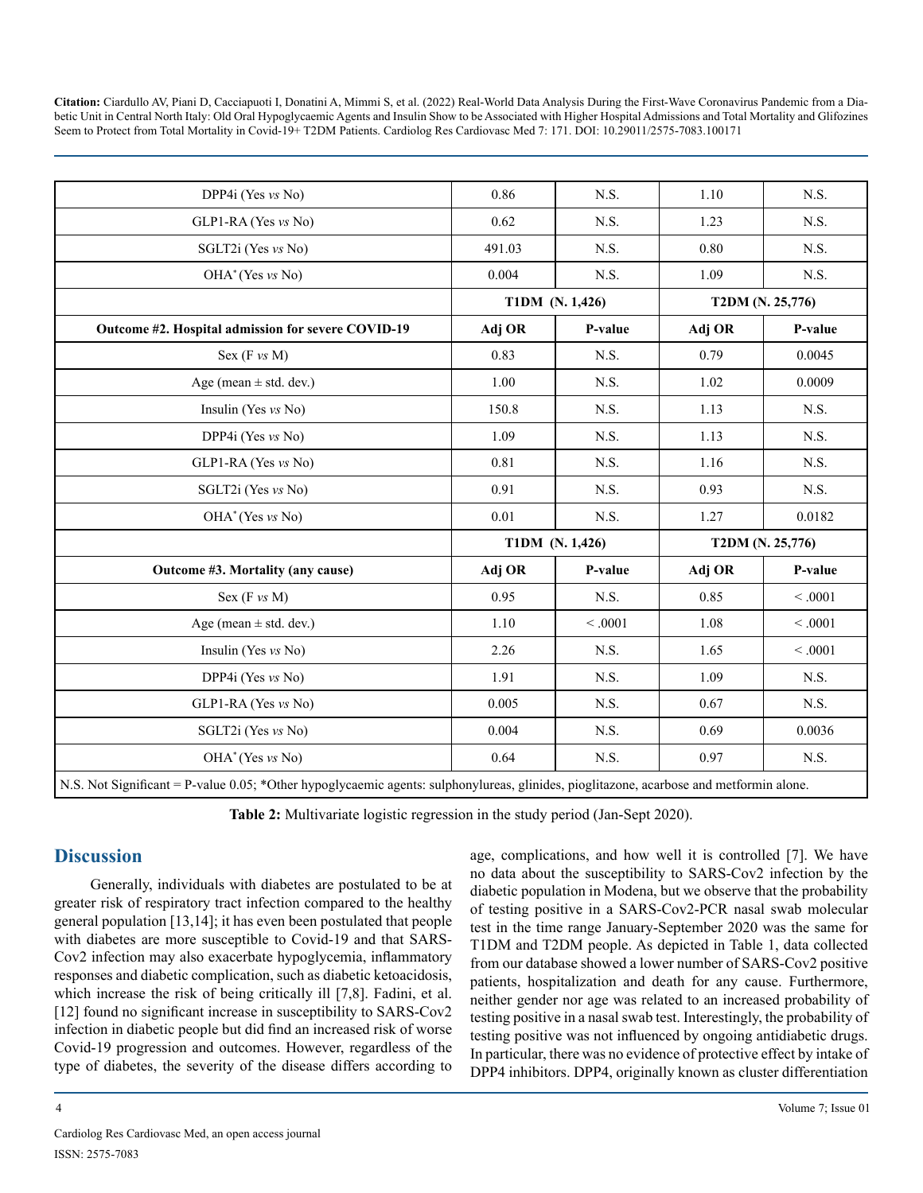| | | | | |
|---|---|---|---|---|
| DPP4i (Yes *vs* No) | 0.86 | N.S. | 1.10 | N.S. |
| GLP1-RA (Yes *vs* No) | 0.62 | N.S. | 1.23 | N.S. |
| SGLT2i (Yes *vs* No) | 491.03 | N.S. | 0.80 | N.S. |
| OHA* (Yes *vs* No) | 0.004 | N.S. | 1.09 | N.S. |
| | **T1DM (N. 1,426)** | | **T2DM (N. 25,776)** | |
| **Outcome #2. Hospital admission for severe COVID-19** | **Adj OR** | **P-value** | **Adj OR** | **P-value** |
| Sex (F *vs* M) | 0.83 | N.S. | 0.79 | 0.0045 |
| Age (mean ± std. dev.) | 1.00 | N.S. | 1.02 | 0.0009 |
| Insulin (Yes *vs* No) | 150.8 | N.S. | 1.13 | N.S. |
| DPP4i (Yes *vs* No) | 1.09 | N.S. | 1.13 | N.S. |
| GLP1-RA (Yes *vs* No) | 0.81 | N.S. | 1.16 | N.S. |
| SGLT2i (Yes *vs* No) | 0.91 | N.S. | 0.93 | N.S. |
| OHA* (Yes *vs* No) | 0.01 | N.S. | 1.27 | 0.0182 |
| | **T1DM (N. 1,426)** | | **T2DM (N. 25,776)** | |
| **Outcome #3. Mortality (any cause)** | **Adj OR** | **P-value** | **Adj OR** | **P-value** |
| Sex (F *vs* M) | 0.95 | N.S. | 0.85 | < .0001 |
| Age (mean ± std. dev.) | 1.10 | < .0001 | 1.08 | < .0001 |
| Insulin (Yes *vs* No) | 2.26 | N.S. | 1.65 | < .0001 |
| DPP4i (Yes *vs* No) | 1.91 | N.S. | 1.09 | N.S. |
| GLP1-RA (Yes *vs* No) | 0.005 | N.S. | 0.67 | N.S. |
| SGLT2i (Yes *vs* No) | 0.004 | N.S. | 0.69 | 0.0036 |
| OHA* (Yes *vs* No) | 0.64 | N.S. | 0.97 | N.S. |

N.S. Not Significant = P-value 0.05; *Other hypoglycaemic agents: sulphonylureas, glinides, pioglitazone, acarbose and metformin alone.

**Table 2:** Multivariate logistic regression in the study period (Jan-Sept 2020).

## Discussion

Generally, individuals with diabetes are postulated to be at greater risk of respiratory tract infection compared to the healthy general population [13,14]; it has even been postulated that people with diabetes are more susceptible to Covid-19 and that SARS-Cov2 infection may also exacerbate hypoglycemia, inflammatory responses and diabetic complication, such as diabetic ketoacidosis, which increase the risk of being critically ill [7,8]. Fadini, et al. [12] found no significant increase in susceptibility to SARS-Cov2 infection in diabetic people but did find an increased risk of worse Covid-19 progression and outcomes. However, regardless of the type of diabetes, the severity of the disease differs according to age, complications, and how well it is controlled [7]. We have no data about the susceptibility to SARS-Cov2 infection by the diabetic population in Modena, but we observe that the probability of testing positive in a SARS-Cov2-PCR nasal swab molecular test in the time range January-September 2020 was the same for T1DM and T2DM people. As depicted in Table 1, data collected from our database showed a lower number of SARS-Cov2 positive patients, hospitalization and death for any cause. Furthermore, neither gender nor age was related to an increased probability of testing positive in a nasal swab test. Interestingly, the probability of testing positive was not influenced by ongoing antidiabetic drugs. In particular, there was no evidence of protective effect by intake of DPP4 inhibitors. DPP4, originally known as cluster differentiation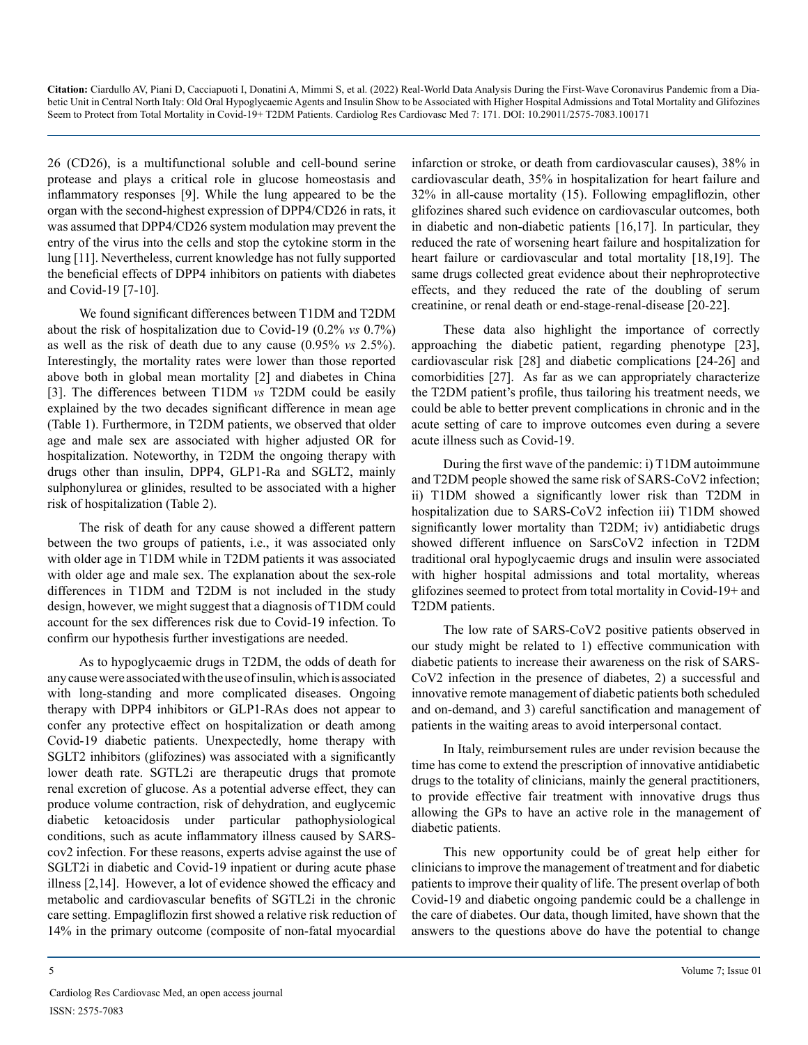26 (CD26), is a multifunctional soluble and cell-bound serine protease and plays a critical role in glucose homeostasis and inflammatory responses [9]. While the lung appeared to be the organ with the second-highest expression of DPP4/CD26 in rats, it was assumed that DPP4/CD26 system modulation may prevent the entry of the virus into the cells and stop the cytokine storm in the lung [11]. Nevertheless, current knowledge has not fully supported the beneficial effects of DPP4 inhibitors on patients with diabetes and Covid-19 [7-10].

We found significant differences between T1DM and T2DM about the risk of hospitalization due to Covid-19 (0.2% *vs* 0.7%) as well as the risk of death due to any cause (0.95% *vs* 2.5%). Interestingly, the mortality rates were lower than those reported above both in global mean mortality [2] and diabetes in China [3]. The differences between T1DM *vs* T2DM could be easily explained by the two decades significant difference in mean age (Table 1). Furthermore, in T2DM patients, we observed that older age and male sex are associated with higher adjusted OR for hospitalization. Noteworthy, in T2DM the ongoing therapy with drugs other than insulin, DPP4, GLP1-Ra and SGLT2, mainly sulphonylurea or glinides, resulted to be associated with a higher risk of hospitalization (Table 2).

The risk of death for any cause showed a different pattern between the two groups of patients, i.e., it was associated only with older age in T1DM while in T2DM patients it was associated with older age and male sex. The explanation about the sex-role differences in T1DM and T2DM is not included in the study design, however, we might suggest that a diagnosis of T1DM could account for the sex differences risk due to Covid-19 infection. To confirm our hypothesis further investigations are needed.

As to hypoglycaemic drugs in T2DM, the odds of death for any cause were associated with the use of insulin, which is associated with long-standing and more complicated diseases. Ongoing therapy with DPP4 inhibitors or GLP1-RAs does not appear to confer any protective effect on hospitalization or death among Covid-19 diabetic patients. Unexpectedly, home therapy with SGLT2 inhibitors (glifozines) was associated with a significantly lower death rate. SGTL2i are therapeutic drugs that promote renal excretion of glucose. As a potential adverse effect, they can produce volume contraction, risk of dehydration, and euglycemic diabetic ketoacidosis under particular pathophysiological conditions, such as acute inflammatory illness caused by SARS-cov2 infection. For these reasons, experts advise against the use of SGLT2i in diabetic and Covid-19 inpatient or during acute phase illness [2,14]. However, a lot of evidence showed the efficacy and metabolic and cardiovascular benefits of SGTL2i in the chronic care setting. Empagliflozin first showed a relative risk reduction of 14% in the primary outcome (composite of non-fatal myocardial infarction or stroke, or death from cardiovascular causes), 38% in cardiovascular death, 35% in hospitalization for heart failure and 32% in all-cause mortality (15). Following empagliflozin, other glifozines shared such evidence on cardiovascular outcomes, both in diabetic and non-diabetic patients [16,17]. In particular, they reduced the rate of worsening heart failure and hospitalization for heart failure or cardiovascular and total mortality [18,19]. The same drugs collected great evidence about their nephroprotective effects, and they reduced the rate of the doubling of serum creatinine, or renal death or end-stage-renal-disease [20-22].

These data also highlight the importance of correctly approaching the diabetic patient, regarding phenotype [23], cardiovascular risk [28] and diabetic complications [24-26] and comorbidities [27]. As far as we can appropriately characterize the T2DM patient's profile, thus tailoring his treatment needs, we could be able to better prevent complications in chronic and in the acute setting of care to improve outcomes even during a severe acute illness such as Covid-19.

During the first wave of the pandemic: i) T1DM autoimmune and T2DM people showed the same risk of SARS-CoV2 infection; ii) T1DM showed a significantly lower risk than T2DM in hospitalization due to SARS-CoV2 infection iii) T1DM showed significantly lower mortality than T2DM; iv) antidiabetic drugs showed different influence on SarsCoV2 infection in T2DM traditional oral hypoglycaemic drugs and insulin were associated with higher hospital admissions and total mortality, whereas glifozines seemed to protect from total mortality in Covid-19+ and T2DM patients.

The low rate of SARS-CoV2 positive patients observed in our study might be related to 1) effective communication with diabetic patients to increase their awareness on the risk of SARS-CoV2 infection in the presence of diabetes, 2) a successful and innovative remote management of diabetic patients both scheduled and on-demand, and 3) careful sanctification and management of patients in the waiting areas to avoid interpersonal contact.

In Italy, reimbursement rules are under revision because the time has come to extend the prescription of innovative antidiabetic drugs to the totality of clinicians, mainly the general practitioners, to provide effective fair treatment with innovative drugs thus allowing the GPs to have an active role in the management of diabetic patients.

This new opportunity could be of great help either for clinicians to improve the management of treatment and for diabetic patients to improve their quality of life. The present overlap of both Covid-19 and diabetic ongoing pandemic could be a challenge in the care of diabetes. Our data, though limited, have shown that the answers to the questions above do have the potential to change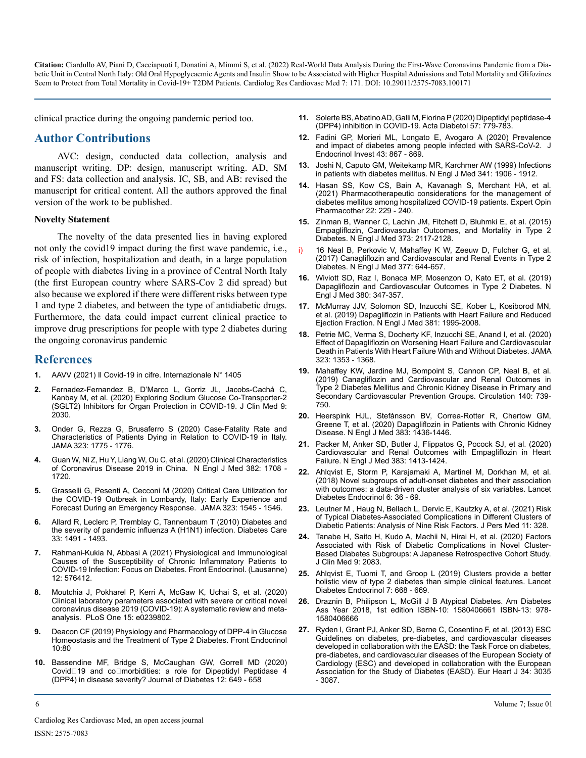clinical practice during the ongoing pandemic period too.

## Author Contributions

AVC: design, conducted data collection, analysis and manuscript writing. DP: design, manuscript writing. AD, SM and FS: data collection and analysis. IC, SB, and AB: revised the manuscript for critical content. All the authors approved the final version of the work to be published.

### Novelty Statement

The novelty of the data presented lies in having explored not only the covid19 impact during the first wave pandemic, i.e., risk of infection, hospitalization and death, in a large population of people with diabetes living in a province of Central North Italy (the first European country where SARS-Cov 2 did spread) but also because we explored if there were different risks between type 1 and type 2 diabetes, and between the type of antidiabetic drugs. Furthermore, the data could impact current clinical practice to improve drug prescriptions for people with type 2 diabetes during the ongoing coronavirus pandemic

## References

1. AAVV (2021) Il Covid-19 in cifre. Internazionale N° 1405
2. Fernadez-Fernandez B, D'Marco L, Gorriz JL, Jacobs-Cachá C, Kanbay M, et al. (2020) Exploring Sodium Glucose Co-Transporter-2 (SGLT2) Inhibitors for Organ Protection in COVID-19. J Clin Med 9: 2030.
3. Onder G, Rezza G, Brusaferro S (2020) Case-Fatality Rate and Characteristics of Patients Dying in Relation to COVID-19 in Italy. JAMA 323: 1775 - 1776.
4. Guan W, Ni Z, Hu Y, Liang W, Ou C, et al. (2020) Clinical Characteristics of Coronavirus Disease 2019 in China. N Engl J Med 382: 1708 - 1720.
5. Grasselli G, Pesenti A, Cecconi M (2020) Critical Care Utilization for the COVID-19 Outbreak in Lombardy, Italy: Early Experience and Forecast During an Emergency Response. JAMA 323: 1545 - 1546.
6. Allard R, Leclerc P, Tremblay C, Tannenbaum T (2010) Diabetes and the severity of pandemic influenza A (H1N1) infection. Diabetes Care 33: 1491 - 1493.
7. Rahmani-Kukia N, Abbasi A (2021) Physiological and Immunological Causes of the Susceptibility of Chronic Inflammatory Patients to COVID-19 Infection: Focus on Diabetes. Front Endocrinol. (Lausanne) 12: 576412.
8. Moutchia J, Pokharel P, Kerri A, McGaw K, Uchai S, et al. (2020) Clinical laboratory parameters associated with severe or critical novel coronavirus disease 2019 (COVID-19): A systematic review and meta-analysis. PLoS One 15: e0239802.
9. Deacon CF (2019) Physiology and Pharmacology of DPP-4 in Glucose Homeostasis and the Treatment of Type 2 Diabetes. Front Endocrinol 10:80
10. Bassendine MF, Bridge S, McCaughan GW, Gorrell MD (2020) Covid□19 and co□morbidities: a role for Dipeptidyl Peptidase 4 (DPP4) in disease severity? Journal of Diabetes 12: 649 - 658
11. Solerte BS, Abatino AD, Galli M, Fiorina P (2020) Dipeptidyl peptidase-4 (DPP4) inhibition in COVID-19. Acta Diabetol 57: 779-783.
12. Fadini GP, Morieri ML, Longato E, Avogaro A (2020) Prevalence and impact of diabetes among people infected with SARS-CoV-2. J Endocrinol Invest 43: 867 - 869.
13. Joshi N, Caputo GM, Weitekamp MR, Karchmer AW (1999) Infections in patients with diabetes mellitus. N Engl J Med 341: 1906 - 1912.
14. Hasan SS, Kow CS, Bain A, Kavanagh S, Merchant HA, et al. (2021) Pharmacotherapeutic considerations for the management of diabetes mellitus among hospitalized COVID-19 patients. Expert Opin Pharmacother 22: 229 - 240.
15. Zinman B, Wanner C, Lachin JM, Fitchett D, Bluhmki E, et al. (2015) Empagliflozin, Cardiovascular Outcomes, and Mortality in Type 2 Diabetes. N Engl J Med 373: 2117-2128.

i) 16 Neal B, Perkovic V, Mahaffey K W, Zeeuw D, Fulcher G, et al. (2017) Canagliflozin and Cardiovascular and Renal Events in Type 2 Diabetes. N Engl J Med 377: 644-657.

16. Wiviott SD, Raz I, Bonaca MP, Mosenzon O, Kato ET, et al. (2019) Dapagliflozin and Cardiovascular Outcomes in Type 2 Diabetes. N Engl J Med 380: 347-357.
17. McMurray JJV, Solomon SD, Inzucchi SE, Kober L, Kosiborod MN, et al. (2019) Dapagliflozin in Patients with Heart Failure and Reduced Ejection Fraction. N Engl J Med 381: 1995-2008.
18. Petrie MC, Verma S, Docherty KF, Inzucchi SE, Anand I, et al. (2020) Effect of Dapagliflozin on Worsening Heart Failure and Cardiovascular Death in Patients With Heart Failure With and Without Diabetes. JAMA 323: 1353 - 1368.
19. Mahaffey KW, Jardine MJ, Bompoint S, Cannon CP, Neal B, et al. (2019) Canagliflozin and Cardiovascular and Renal Outcomes in Type 2 Diabetes Mellitus and Chronic Kidney Disease in Primary and Secondary Cardiovascular Prevention Groups. Circulation 140: 739-750.
20. Heerspink HJL, Stefánsson BV, Correa-Rotter R, Chertow GM, Greene T, et al. (2020) Dapagliflozin in Patients with Chronic Kidney Disease. N Engl J Med 383: 1436-1446.
21. Packer M, Anker SD, Butler J, Flippatos G, Pocock SJ, et al. (2020) Cardiovascular and Renal Outcomes with Empagliflozin in Heart Failure. N Engl J Med 383: 1413-1424.
22. Ahlqvist E, Storm P, Karajamaki A, Martinel M, Dorkhan M, et al. (2018) Novel subgroups of adult-onset diabetes and their association with outcomes: a data-driven cluster analysis of six variables. Lancet Diabetes Endocrinol 6: 36 - 69.
23. Leutner M , Haug N, Bellach L, Dervic E, Kautzky A, et al. (2021) Risk of Typical Diabetes-Associated Complications in Different Clusters of Diabetic Patients: Analysis of Nine Risk Factors. J Pers Med 11: 328.
24. Tanabe H, Saito H, Kudo A, Machii N, Hirai H, et al. (2020) Factors Associated with Risk of Diabetic Complications in Novel Cluster-Based Diabetes Subgroups: A Japanese Retrospective Cohort Study. J Clin Med 9: 2083.
25. Ahlqvist E, Tuomi T, and Groop L (2019) Clusters provide a better holistic view of type 2 diabetes than simple clinical features. Lancet Diabetes Endocrinol 7: 668 - 669.
26. Draznin B, Philipson L, McGill J B Atypical Diabetes. Am Diabetes Ass Year 2018, 1st edition ISBN-10: 1580406661 ISBN-13: 978-1580406666
27. Ryden l, Grant PJ, Anker SD, Berne C, Cosentino F, et al. (2013) ESC Guidelines on diabetes, pre-diabetes, and cardiovascular diseases developed in collaboration with the EASD: the Task Force on diabetes, pre-diabetes, and cardiovascular diseases of the European Society of Cardiology (ESC) and developed in collaboration with the European Association for the Study of Diabetes (EASD). Eur Heart J 34: 3035 - 3087.